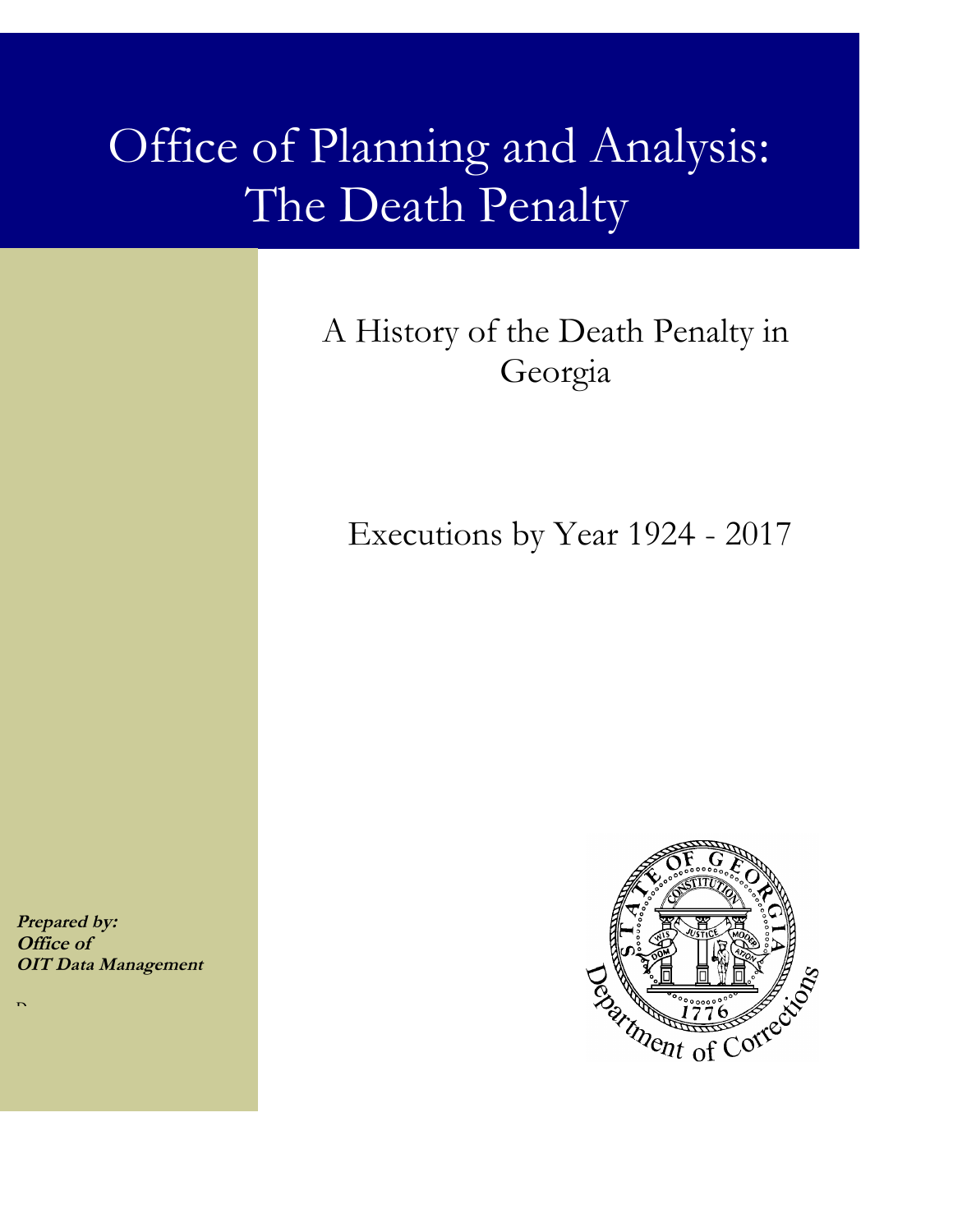# Office of Planning and Analysis: The Death Penalty

## A History of the Death Penalty in Georgia

## Executions by Year 1924 - 2017

**Prepared by:**
**Office of**
**OIT Data Management**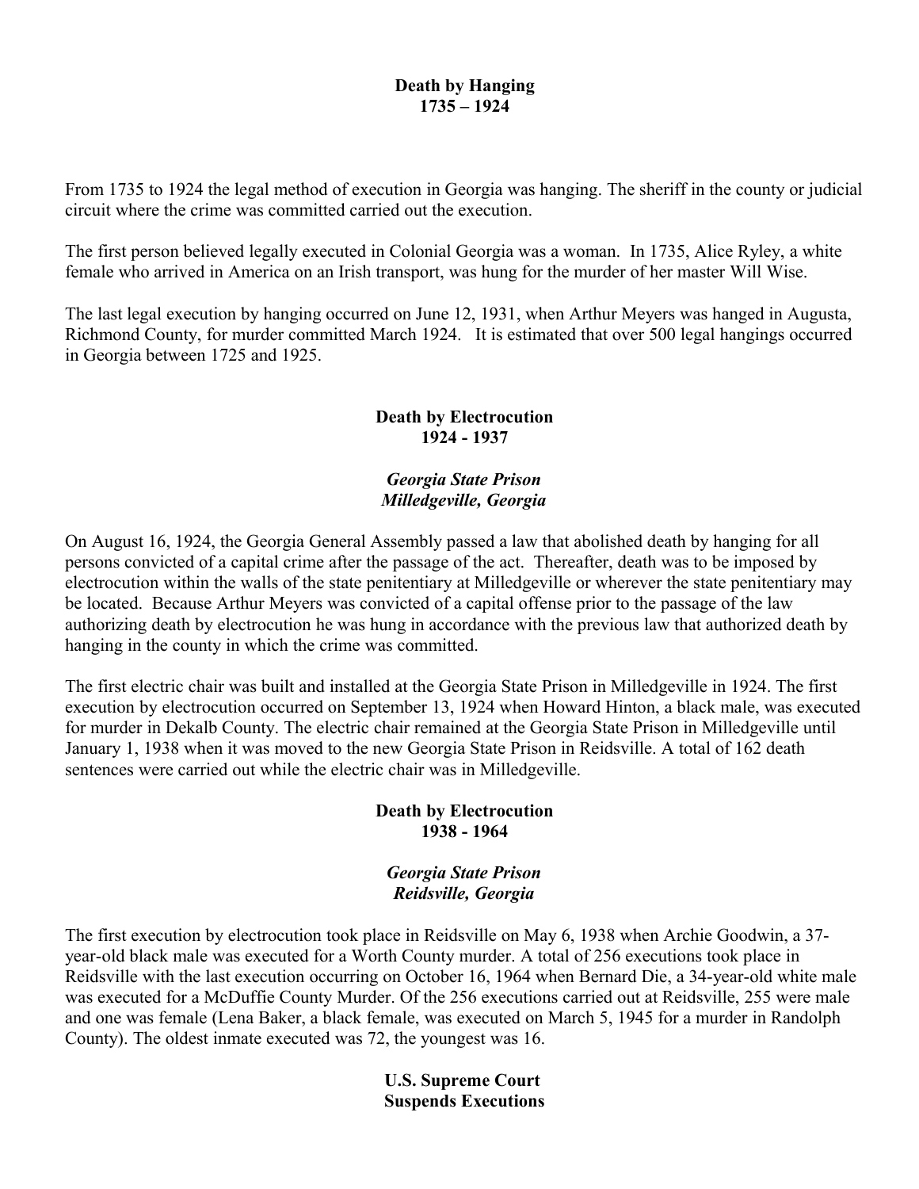## Death by Hanging
## 1735 – 1924

From 1735 to 1924 the legal method of execution in Georgia was hanging. The sheriff in the county or judicial circuit where the crime was committed carried out the execution.

The first person believed legally executed in Colonial Georgia was a woman. In 1735, Alice Ryley, a white female who arrived in America on an Irish transport, was hung for the murder of her master Will Wise.

The last legal execution by hanging occurred on June 12, 1931, when Arthur Meyers was hanged in Augusta, Richmond County, for murder committed March 1924. It is estimated that over 500 legal hangings occurred in Georgia between 1725 and 1925.

## Death by Electrocution
## 1924 - 1937

### *Georgia State Prison*
### *Milledgeville, Georgia*

On August 16, 1924, the Georgia General Assembly passed a law that abolished death by hanging for all persons convicted of a capital crime after the passage of the act. Thereafter, death was to be imposed by electrocution within the walls of the state penitentiary at Milledgeville or wherever the state penitentiary may be located. Because Arthur Meyers was convicted of a capital offense prior to the passage of the law authorizing death by electrocution he was hung in accordance with the previous law that authorized death by hanging in the county in which the crime was committed.

The first electric chair was built and installed at the Georgia State Prison in Milledgeville in 1924. The first execution by electrocution occurred on September 13, 1924 when Howard Hinton, a black male, was executed for murder in Dekalb County. The electric chair remained at the Georgia State Prison in Milledgeville until January 1, 1938 when it was moved to the new Georgia State Prison in Reidsville. A total of 162 death sentences were carried out while the electric chair was in Milledgeville.

## Death by Electrocution
## 1938 - 1964

### *Georgia State Prison*
### *Reidsville, Georgia*

The first execution by electrocution took place in Reidsville on May 6, 1938 when Archie Goodwin, a 37-year-old black male was executed for a Worth County murder. A total of 256 executions took place in Reidsville with the last execution occurring on October 16, 1964 when Bernard Die, a 34-year-old white male was executed for a McDuffie County Murder. Of the 256 executions carried out at Reidsville, 255 were male and one was female (Lena Baker, a black female, was executed on March 5, 1945 for a murder in Randolph County). The oldest inmate executed was 72, the youngest was 16.

## U.S. Supreme Court
## Suspends Executions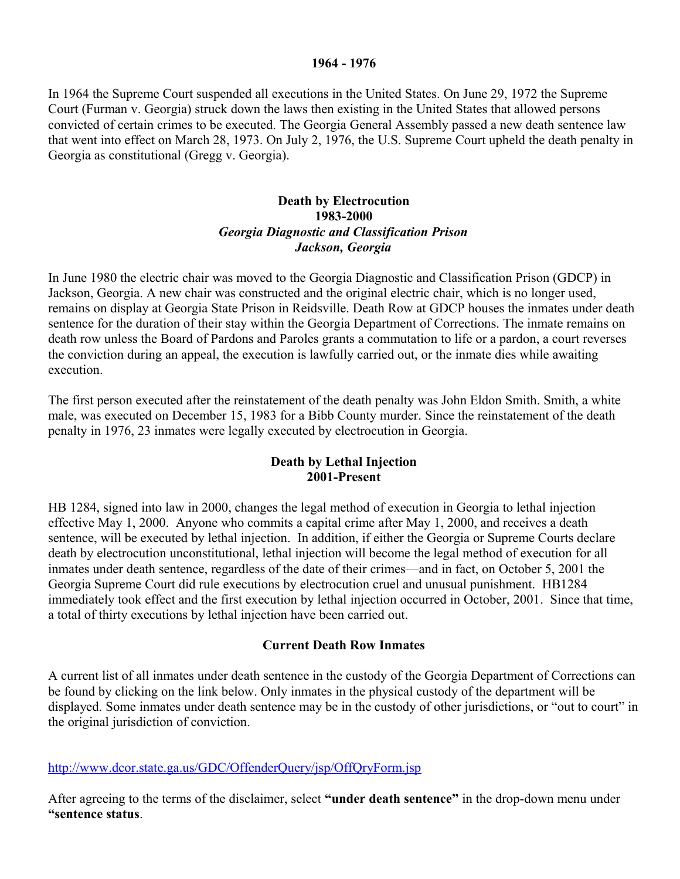## 1964 - 1976

In 1964 the Supreme Court suspended all executions in the United States. On June 29, 1972 the Supreme Court (Furman v. Georgia) struck down the laws then existing in the United States that allowed persons convicted of certain crimes to be executed. The Georgia General Assembly passed a new death sentence law that went into effect on March 28, 1973. On July 2, 1976, the U.S. Supreme Court upheld the death penalty in Georgia as constitutional (Gregg v. Georgia).

## Death by Electrocution
## 1983-2000
### *Georgia Diagnostic and Classification Prison*
### *Jackson, Georgia*

In June 1980 the electric chair was moved to the Georgia Diagnostic and Classification Prison (GDCP) in Jackson, Georgia. A new chair was constructed and the original electric chair, which is no longer used, remains on display at Georgia State Prison in Reidsville. Death Row at GDCP houses the inmates under death sentence for the duration of their stay within the Georgia Department of Corrections. The inmate remains on death row unless the Board of Pardons and Paroles grants a commutation to life or a pardon, a court reverses the conviction during an appeal, the execution is lawfully carried out, or the inmate dies while awaiting execution.

The first person executed after the reinstatement of the death penalty was John Eldon Smith. Smith, a white male, was executed on December 15, 1983 for a Bibb County murder. Since the reinstatement of the death penalty in 1976, 23 inmates were legally executed by electrocution in Georgia.

## Death by Lethal Injection
## 2001-Present

HB 1284, signed into law in 2000, changes the legal method of execution in Georgia to lethal injection effective May 1, 2000. Anyone who commits a capital crime after May 1, 2000, and receives a death sentence, will be executed by lethal injection. In addition, if either the Georgia or Supreme Courts declare death by electrocution unconstitutional, lethal injection will become the legal method of execution for all inmates under death sentence, regardless of the date of their crimes—and in fact, on October 5, 2001 the Georgia Supreme Court did rule executions by electrocution cruel and unusual punishment. HB1284 immediately took effect and the first execution by lethal injection occurred in October, 2001. Since that time, a total of thirty executions by lethal injection have been carried out.

## Current Death Row Inmates

A current list of all inmates under death sentence in the custody of the Georgia Department of Corrections can be found by clicking on the link below. Only inmates in the physical custody of the department will be displayed. Some inmates under death sentence may be in the custody of other jurisdictions, or "out to court" in the original jurisdiction of conviction.

http://www.dcor.state.ga.us/GDC/OffenderQuery/jsp/OffQryForm.jsp

After agreeing to the terms of the disclaimer, select **"under death sentence"** in the drop-down menu under **"sentence status**.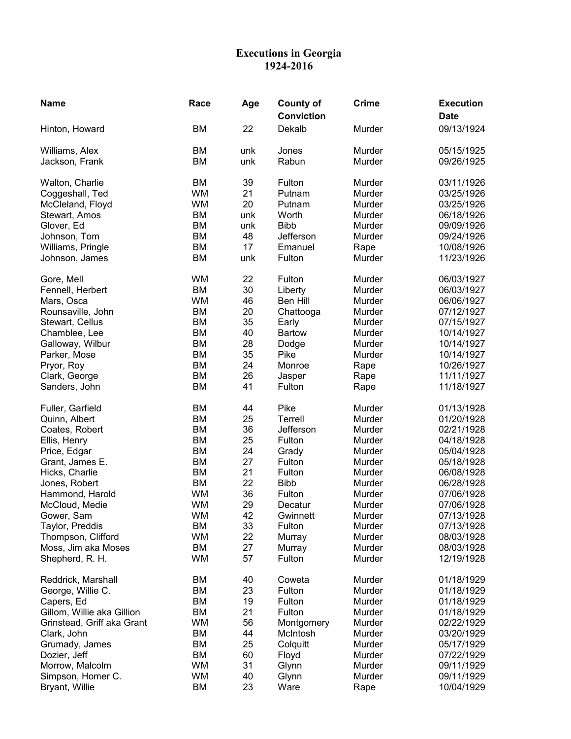# Executions in Georgia
## 1924-2016

| Name | Race | Age | County of Conviction | Crime | Execution Date |
|---|---|---|---|---|---|
| Hinton, Howard | BM | 22 | Dekalb | Murder | 09/13/1924 |
| Williams, Alex | BM | unk | Jones | Murder | 05/15/1925 |
| Jackson, Frank | BM | unk | Rabun | Murder | 09/26/1925 |
| Walton, Charlie | BM | 39 | Fulton | Murder | 03/11/1926 |
| Coggeshall, Ted | WM | 21 | Putnam | Murder | 03/25/1926 |
| McCleland, Floyd | WM | 20 | Putnam | Murder | 03/25/1926 |
| Stewart, Amos | BM | unk | Worth | Murder | 06/18/1926 |
| Glover, Ed | BM | unk | Bibb | Murder | 09/09/1926 |
| Johnson, Tom | BM | 48 | Jefferson | Murder | 09/24/1926 |
| Williams, Pringle | BM | 17 | Emanuel | Rape | 10/08/1926 |
| Johnson, James | BM | unk | Fulton | Murder | 11/23/1926 |
| Gore, Mell | WM | 22 | Fulton | Murder | 06/03/1927 |
| Fennell, Herbert | BM | 30 | Liberty | Murder | 06/03/1927 |
| Mars, Osca | WM | 46 | Ben Hill | Murder | 06/06/1927 |
| Rounsaville, John | BM | 20 | Chattooga | Murder | 07/12/1927 |
| Stewart, Cellus | BM | 35 | Early | Murder | 07/15/1927 |
| Chamblee, Lee | BM | 40 | Bartow | Murder | 10/14/1927 |
| Galloway, Wilbur | BM | 28 | Dodge | Murder | 10/14/1927 |
| Parker, Mose | BM | 35 | Pike | Murder | 10/14/1927 |
| Pryor, Roy | BM | 24 | Monroe | Rape | 10/26/1927 |
| Clark, George | BM | 26 | Jasper | Rape | 11/11/1927 |
| Sanders, John | BM | 41 | Fulton | Rape | 11/18/1927 |
| Fuller, Garfield | BM | 44 | Pike | Murder | 01/13/1928 |
| Quinn, Albert | BM | 25 | Terrell | Murder | 01/20/1928 |
| Coates, Robert | BM | 36 | Jefferson | Murder | 02/21/1928 |
| Ellis, Henry | BM | 25 | Fulton | Murder | 04/18/1928 |
| Price, Edgar | BM | 24 | Grady | Murder | 05/04/1928 |
| Grant, James E. | BM | 27 | Fulton | Murder | 05/18/1928 |
| Hicks, Charlie | BM | 21 | Fulton | Murder | 06/08/1928 |
| Jones, Robert | BM | 22 | Bibb | Murder | 06/28/1928 |
| Hammond, Harold | WM | 36 | Fulton | Murder | 07/06/1928 |
| McCloud, Medie | WM | 29 | Decatur | Murder | 07/06/1928 |
| Gower, Sam | WM | 42 | Gwinnett | Murder | 07/13/1928 |
| Taylor, Preddis | BM | 33 | Fulton | Murder | 07/13/1928 |
| Thompson, Clifford | WM | 22 | Murray | Murder | 08/03/1928 |
| Moss, Jim aka Moses | BM | 27 | Murray | Murder | 08/03/1928 |
| Shepherd, R. H. | WM | 57 | Fulton | Murder | 12/19/1928 |
| Reddrick, Marshall | BM | 40 | Coweta | Murder | 01/18/1929 |
| George, Willie C. | BM | 23 | Fulton | Murder | 01/18/1929 |
| Capers, Ed | BM | 19 | Fulton | Murder | 01/18/1929 |
| Gillom, Willie aka Gillion | BM | 21 | Fulton | Murder | 01/18/1929 |
| Grinstead, Griff aka Grant | WM | 56 | Montgomery | Murder | 02/22/1929 |
| Clark, John | BM | 44 | McIntosh | Murder | 03/20/1929 |
| Grumady, James | BM | 25 | Colquitt | Murder | 05/17/1929 |
| Dozier, Jeff | BM | 60 | Floyd | Murder | 07/22/1929 |
| Morrow, Malcolm | WM | 31 | Glynn | Murder | 09/11/1929 |
| Simpson, Homer C. | WM | 40 | Glynn | Murder | 09/11/1929 |
| Bryant, Willie | BM | 23 | Ware | Rape | 10/04/1929 |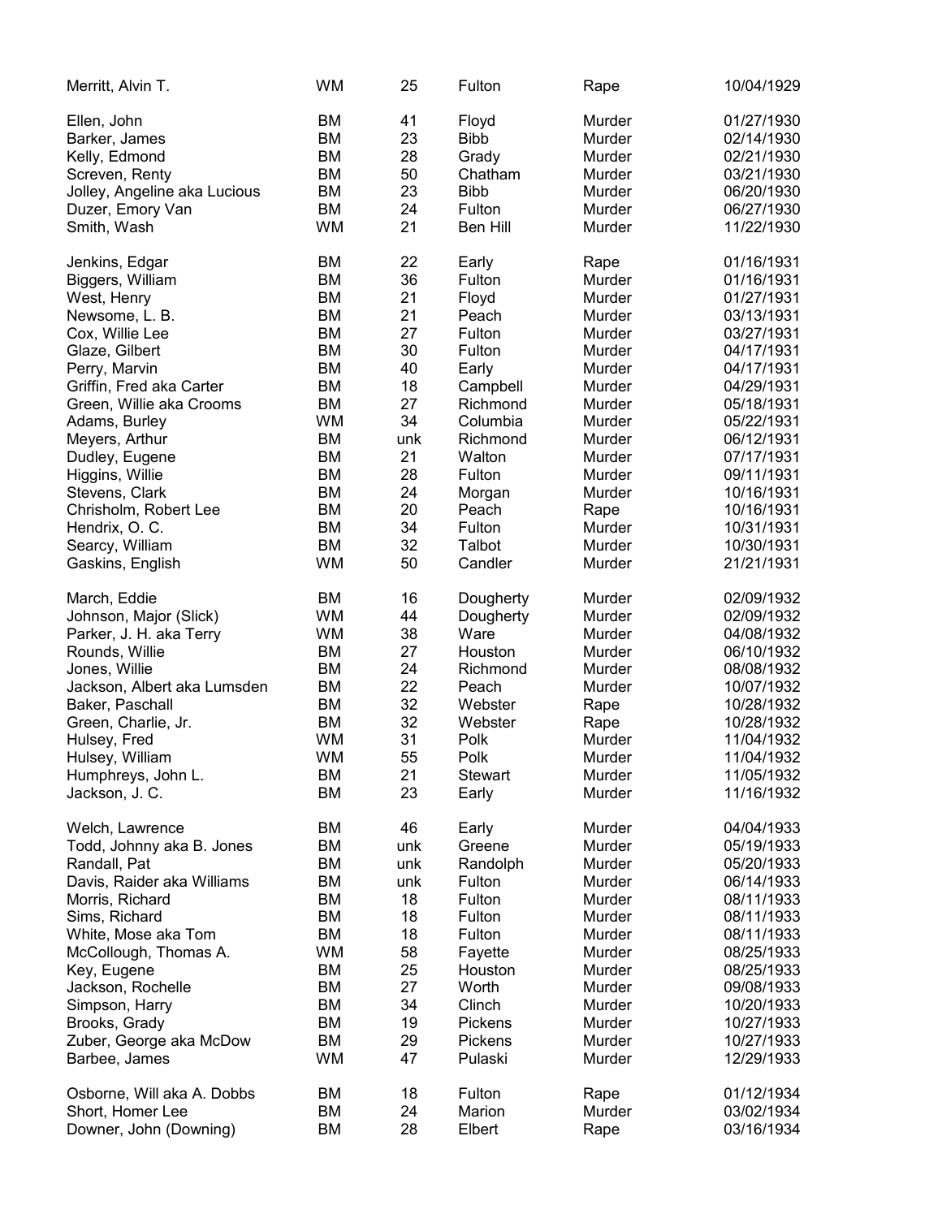| Name | Race/Sex | Age | County | Offense | Date |
|---|---|---|---|---|---|
| Merritt, Alvin T. | WM | 25 | Fulton | Rape | 10/04/1929 |
| Ellen, John | BM | 41 | Floyd | Murder | 01/27/1930 |
| Barker, James | BM | 23 | Bibb | Murder | 02/14/1930 |
| Kelly, Edmond | BM | 28 | Grady | Murder | 02/21/1930 |
| Screven, Renty | BM | 50 | Chatham | Murder | 03/21/1930 |
| Jolley, Angeline aka Lucious | BM | 23 | Bibb | Murder | 06/20/1930 |
| Duzer, Emory Van | BM | 24 | Fulton | Murder | 06/27/1930 |
| Smith, Wash | WM | 21 | Ben Hill | Murder | 11/22/1930 |
| Jenkins, Edgar | BM | 22 | Early | Rape | 01/16/1931 |
| Biggers, William | BM | 36 | Fulton | Murder | 01/16/1931 |
| West, Henry | BM | 21 | Floyd | Murder | 01/27/1931 |
| Newsome, L. B. | BM | 21 | Peach | Murder | 03/13/1931 |
| Cox, Willie Lee | BM | 27 | Fulton | Murder | 03/27/1931 |
| Glaze, Gilbert | BM | 30 | Fulton | Murder | 04/17/1931 |
| Perry, Marvin | BM | 40 | Early | Murder | 04/17/1931 |
| Griffin, Fred aka Carter | BM | 18 | Campbell | Murder | 04/29/1931 |
| Green, Willie aka Crooms | BM | 27 | Richmond | Murder | 05/18/1931 |
| Adams, Burley | WM | 34 | Columbia | Murder | 05/22/1931 |
| Meyers, Arthur | BM | unk | Richmond | Murder | 06/12/1931 |
| Dudley, Eugene | BM | 21 | Walton | Murder | 07/17/1931 |
| Higgins, Willie | BM | 28 | Fulton | Murder | 09/11/1931 |
| Stevens, Clark | BM | 24 | Morgan | Murder | 10/16/1931 |
| Chrisholm, Robert Lee | BM | 20 | Peach | Rape | 10/16/1931 |
| Hendrix, O. C. | BM | 34 | Fulton | Murder | 10/31/1931 |
| Searcy, William | BM | 32 | Talbot | Murder | 10/30/1931 |
| Gaskins, English | WM | 50 | Candler | Murder | 21/21/1931 |
| March, Eddie | BM | 16 | Dougherty | Murder | 02/09/1932 |
| Johnson, Major (Slick) | WM | 44 | Dougherty | Murder | 02/09/1932 |
| Parker, J. H. aka Terry | WM | 38 | Ware | Murder | 04/08/1932 |
| Rounds, Willie | BM | 27 | Houston | Murder | 06/10/1932 |
| Jones, Willie | BM | 24 | Richmond | Murder | 08/08/1932 |
| Jackson, Albert aka Lumsden | BM | 22 | Peach | Murder | 10/07/1932 |
| Baker, Paschall | BM | 32 | Webster | Rape | 10/28/1932 |
| Green, Charlie, Jr. | BM | 32 | Webster | Rape | 10/28/1932 |
| Hulsey, Fred | WM | 31 | Polk | Murder | 11/04/1932 |
| Hulsey, William | WM | 55 | Polk | Murder | 11/04/1932 |
| Humphreys, John L. | BM | 21 | Stewart | Murder | 11/05/1932 |
| Jackson, J. C. | BM | 23 | Early | Murder | 11/16/1932 |
| Welch, Lawrence | BM | 46 | Early | Murder | 04/04/1933 |
| Todd, Johnny aka B. Jones | BM | unk | Greene | Murder | 05/19/1933 |
| Randall, Pat | BM | unk | Randolph | Murder | 05/20/1933 |
| Davis, Raider aka Williams | BM | unk | Fulton | Murder | 06/14/1933 |
| Morris, Richard | BM | 18 | Fulton | Murder | 08/11/1933 |
| Sims, Richard | BM | 18 | Fulton | Murder | 08/11/1933 |
| White, Mose aka Tom | BM | 18 | Fulton | Murder | 08/11/1933 |
| McCollough, Thomas A. | WM | 58 | Fayette | Murder | 08/25/1933 |
| Key, Eugene | BM | 25 | Houston | Murder | 08/25/1933 |
| Jackson, Rochelle | BM | 27 | Worth | Murder | 09/08/1933 |
| Simpson, Harry | BM | 34 | Clinch | Murder | 10/20/1933 |
| Brooks, Grady | BM | 19 | Pickens | Murder | 10/27/1933 |
| Zuber, George aka McDow | BM | 29 | Pickens | Murder | 10/27/1933 |
| Barbee, James | WM | 47 | Pulaski | Murder | 12/29/1933 |
| Osborne, Will aka A. Dobbs | BM | 18 | Fulton | Rape | 01/12/1934 |
| Short, Homer Lee | BM | 24 | Marion | Murder | 03/02/1934 |
| Downer, John (Downing) | BM | 28 | Elbert | Rape | 03/16/1934 |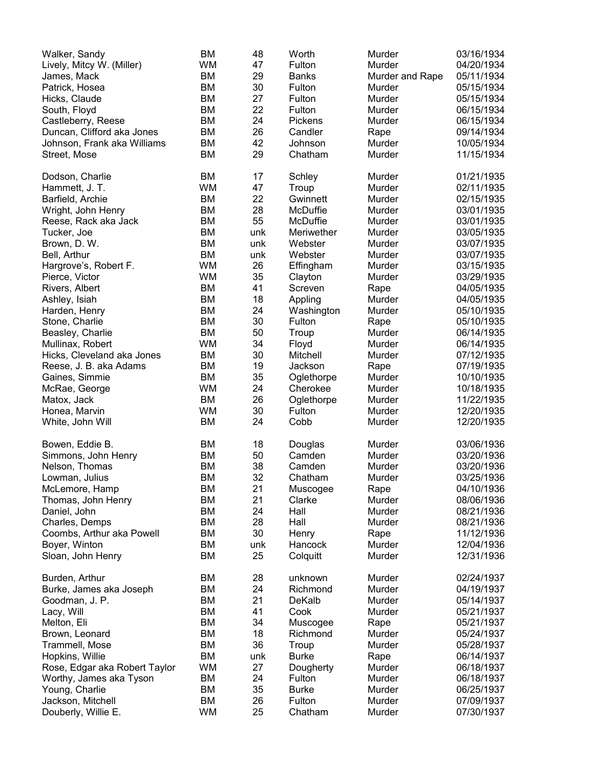| | | | | | |
|---|---|---|---|---|---|
| Walker, Sandy | BM | 48 | Worth | Murder | 03/16/1934 |
| Lively, Mitcy W. (Miller) | WM | 47 | Fulton | Murder | 04/20/1934 |
| James, Mack | BM | 29 | Banks | Murder and Rape | 05/11/1934 |
| Patrick, Hosea | BM | 30 | Fulton | Murder | 05/15/1934 |
| Hicks, Claude | BM | 27 | Fulton | Murder | 05/15/1934 |
| South, Floyd | BM | 22 | Fulton | Murder | 06/15/1934 |
| Castleberry, Reese | BM | 24 | Pickens | Murder | 06/15/1934 |
| Duncan, Clifford aka Jones | BM | 26 | Candler | Rape | 09/14/1934 |
| Johnson, Frank aka Williams | BM | 42 | Johnson | Murder | 10/05/1934 |
| Street, Mose | BM | 29 | Chatham | Murder | 11/15/1934 |
| | | | | | |
| Dodson, Charlie | BM | 17 | Schley | Murder | 01/21/1935 |
| Hammett, J. T. | WM | 47 | Troup | Murder | 02/11/1935 |
| Barfield, Archie | BM | 22 | Gwinnett | Murder | 02/15/1935 |
| Wright, John Henry | BM | 28 | McDuffie | Murder | 03/01/1935 |
| Reese, Rack aka Jack | BM | 55 | McDuffie | Murder | 03/01/1935 |
| Tucker, Joe | BM | unk | Meriwether | Murder | 03/05/1935 |
| Brown, D. W. | BM | unk | Webster | Murder | 03/07/1935 |
| Bell, Arthur | BM | unk | Webster | Murder | 03/07/1935 |
| Hargrove's, Robert F. | WM | 26 | Effingham | Murder | 03/15/1935 |
| Pierce, Victor | WM | 35 | Clayton | Murder | 03/29/1935 |
| Rivers, Albert | BM | 41 | Screven | Rape | 04/05/1935 |
| Ashley, Isiah | BM | 18 | Appling | Murder | 04/05/1935 |
| Harden, Henry | BM | 24 | Washington | Murder | 05/10/1935 |
| Stone, Charlie | BM | 30 | Fulton | Rape | 05/10/1935 |
| Beasley, Charlie | BM | 50 | Troup | Murder | 06/14/1935 |
| Mullinax, Robert | WM | 34 | Floyd | Murder | 06/14/1935 |
| Hicks, Cleveland aka Jones | BM | 30 | Mitchell | Murder | 07/12/1935 |
| Reese, J. B. aka Adams | BM | 19 | Jackson | Rape | 07/19/1935 |
| Gaines, Simmie | BM | 35 | Oglethorpe | Murder | 10/10/1935 |
| McRae, George | WM | 24 | Cherokee | Murder | 10/18/1935 |
| Matox, Jack | BM | 26 | Oglethorpe | Murder | 11/22/1935 |
| Honea, Marvin | WM | 30 | Fulton | Murder | 12/20/1935 |
| White, John Will | BM | 24 | Cobb | Murder | 12/20/1935 |
| | | | | | |
| Bowen, Eddie B. | BM | 18 | Douglas | Murder | 03/06/1936 |
| Simmons, John Henry | BM | 50 | Camden | Murder | 03/20/1936 |
| Nelson, Thomas | BM | 38 | Camden | Murder | 03/20/1936 |
| Lowman, Julius | BM | 32 | Chatham | Murder | 03/25/1936 |
| McLemore, Hamp | BM | 21 | Muscogee | Rape | 04/10/1936 |
| Thomas, John Henry | BM | 21 | Clarke | Murder | 08/06/1936 |
| Daniel, John | BM | 24 | Hall | Murder | 08/21/1936 |
| Charles, Demps | BM | 28 | Hall | Murder | 08/21/1936 |
| Coombs, Arthur aka Powell | BM | 30 | Henry | Rape | 11/12/1936 |
| Boyer, Winton | BM | unk | Hancock | Murder | 12/04/1936 |
| Sloan, John Henry | BM | 25 | Colquitt | Murder | 12/31/1936 |
| | | | | | |
| Burden, Arthur | BM | 28 | unknown | Murder | 02/24/1937 |
| Burke, James aka Joseph | BM | 24 | Richmond | Murder | 04/19/1937 |
| Goodman, J. P. | BM | 21 | DeKalb | Murder | 05/14/1937 |
| Lacy, Will | BM | 41 | Cook | Murder | 05/21/1937 |
| Melton, Eli | BM | 34 | Muscogee | Rape | 05/21/1937 |
| Brown, Leonard | BM | 18 | Richmond | Murder | 05/24/1937 |
| Trammell, Mose | BM | 36 | Troup | Murder | 05/28/1937 |
| Hopkins, Willie | BM | unk | Burke | Rape | 06/14/1937 |
| Rose, Edgar aka Robert Taylor | WM | 27 | Dougherty | Murder | 06/18/1937 |
| Worthy, James aka Tyson | BM | 24 | Fulton | Murder | 06/18/1937 |
| Young, Charlie | BM | 35 | Burke | Murder | 06/25/1937 |
| Jackson, Mitchell | BM | 26 | Fulton | Murder | 07/09/1937 |
| Douberly, Willie E. | WM | 25 | Chatham | Murder | 07/30/1937 |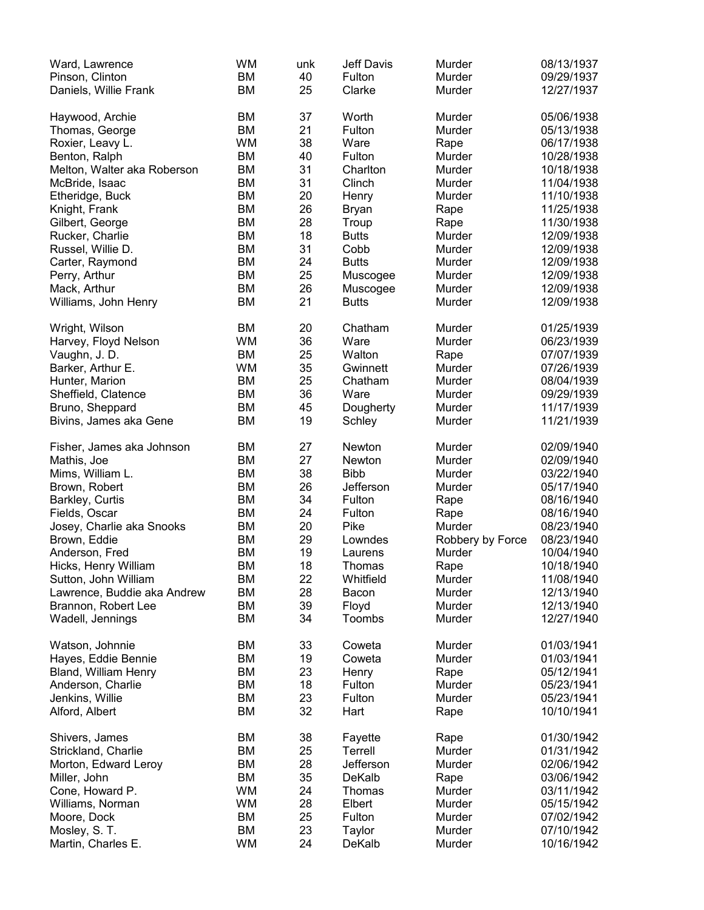| | | | | | |
|---|---|---|---|---|---|
| Ward, Lawrence | WM | unk | Jeff Davis | Murder | 08/13/1937 |
| Pinson, Clinton | BM | 40 | Fulton | Murder | 09/29/1937 |
| Daniels, Willie Frank | BM | 25 | Clarke | Murder | 12/27/1937 |
| | | | | | |
| Haywood, Archie | BM | 37 | Worth | Murder | 05/06/1938 |
| Thomas, George | BM | 21 | Fulton | Murder | 05/13/1938 |
| Roxier, Leavy L. | WM | 38 | Ware | Rape | 06/17/1938 |
| Benton, Ralph | BM | 40 | Fulton | Murder | 10/28/1938 |
| Melton, Walter aka Roberson | BM | 31 | Charlton | Murder | 10/18/1938 |
| McBride, Isaac | BM | 31 | Clinch | Murder | 11/04/1938 |
| Etheridge, Buck | BM | 20 | Henry | Murder | 11/10/1938 |
| Knight, Frank | BM | 26 | Bryan | Rape | 11/25/1938 |
| Gilbert, George | BM | 28 | Troup | Rape | 11/30/1938 |
| Rucker, Charlie | BM | 18 | Butts | Murder | 12/09/1938 |
| Russel, Willie D. | BM | 31 | Cobb | Murder | 12/09/1938 |
| Carter, Raymond | BM | 24 | Butts | Murder | 12/09/1938 |
| Perry, Arthur | BM | 25 | Muscogee | Murder | 12/09/1938 |
| Mack, Arthur | BM | 26 | Muscogee | Murder | 12/09/1938 |
| Williams, John Henry | BM | 21 | Butts | Murder | 12/09/1938 |
| | | | | | |
| Wright, Wilson | BM | 20 | Chatham | Murder | 01/25/1939 |
| Harvey, Floyd Nelson | WM | 36 | Ware | Murder | 06/23/1939 |
| Vaughn, J. D. | BM | 25 | Walton | Rape | 07/07/1939 |
| Barker, Arthur E. | WM | 35 | Gwinnett | Murder | 07/26/1939 |
| Hunter, Marion | BM | 25 | Chatham | Murder | 08/04/1939 |
| Sheffield, Clatence | BM | 36 | Ware | Murder | 09/29/1939 |
| Bruno, Sheppard | BM | 45 | Dougherty | Murder | 11/17/1939 |
| Bivins, James aka Gene | BM | 19 | Schley | Murder | 11/21/1939 |
| | | | | | |
| Fisher, James aka Johnson | BM | 27 | Newton | Murder | 02/09/1940 |
| Mathis, Joe | BM | 27 | Newton | Murder | 02/09/1940 |
| Mims, William L. | BM | 38 | Bibb | Murder | 03/22/1940 |
| Brown, Robert | BM | 26 | Jefferson | Murder | 05/17/1940 |
| Barkley, Curtis | BM | 34 | Fulton | Rape | 08/16/1940 |
| Fields, Oscar | BM | 24 | Fulton | Rape | 08/16/1940 |
| Josey, Charlie aka Snooks | BM | 20 | Pike | Murder | 08/23/1940 |
| Brown, Eddie | BM | 29 | Lowndes | Robbery by Force | 08/23/1940 |
| Anderson, Fred | BM | 19 | Laurens | Murder | 10/04/1940 |
| Hicks, Henry William | BM | 18 | Thomas | Rape | 10/18/1940 |
| Sutton, John William | BM | 22 | Whitfield | Murder | 11/08/1940 |
| Lawrence, Buddie aka Andrew | BM | 28 | Bacon | Murder | 12/13/1940 |
| Brannon, Robert Lee | BM | 39 | Floyd | Murder | 12/13/1940 |
| Wadell, Jennings | BM | 34 | Toombs | Murder | 12/27/1940 |
| | | | | | |
| Watson, Johnnie | BM | 33 | Coweta | Murder | 01/03/1941 |
| Hayes, Eddie Bennie | BM | 19 | Coweta | Murder | 01/03/1941 |
| Bland, William Henry | BM | 23 | Henry | Rape | 05/12/1941 |
| Anderson, Charlie | BM | 18 | Fulton | Murder | 05/23/1941 |
| Jenkins, Willie | BM | 23 | Fulton | Murder | 05/23/1941 |
| Alford, Albert | BM | 32 | Hart | Rape | 10/10/1941 |
| | | | | | |
| Shivers, James | BM | 38 | Fayette | Rape | 01/30/1942 |
| Strickland, Charlie | BM | 25 | Terrell | Murder | 01/31/1942 |
| Morton, Edward Leroy | BM | 28 | Jefferson | Murder | 02/06/1942 |
| Miller, John | BM | 35 | DeKalb | Rape | 03/06/1942 |
| Cone, Howard P. | WM | 24 | Thomas | Murder | 03/11/1942 |
| Williams, Norman | WM | 28 | Elbert | Murder | 05/15/1942 |
| Moore, Dock | BM | 25 | Fulton | Murder | 07/02/1942 |
| Mosley, S. T. | BM | 23 | Taylor | Murder | 07/10/1942 |
| Martin, Charles E. | WM | 24 | DeKalb | Murder | 10/16/1942 |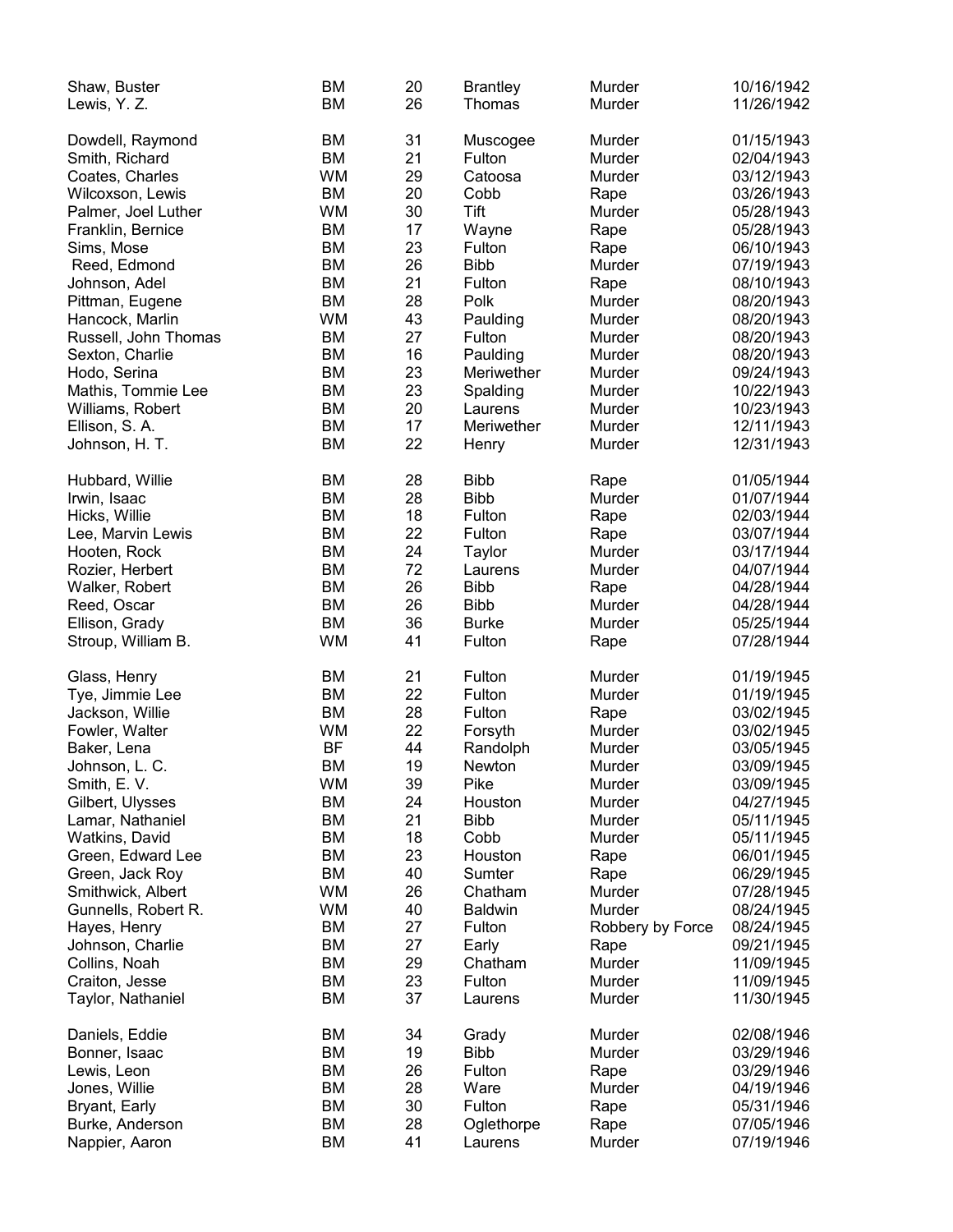| | | | | | |
|---|---|---|---|---|---|
| Shaw, Buster | BM | 20 | Brantley | Murder | 10/16/1942 |
| Lewis, Y. Z. | BM | 26 | Thomas | Murder | 11/26/1942 |
| | | | | | |
| Dowdell, Raymond | BM | 31 | Muscogee | Murder | 01/15/1943 |
| Smith, Richard | BM | 21 | Fulton | Murder | 02/04/1943 |
| Coates, Charles | WM | 29 | Catoosa | Murder | 03/12/1943 |
| Wilcoxson, Lewis | BM | 20 | Cobb | Rape | 03/26/1943 |
| Palmer, Joel Luther | WM | 30 | Tift | Murder | 05/28/1943 |
| Franklin, Bernice | BM | 17 | Wayne | Rape | 05/28/1943 |
| Sims, Mose | BM | 23 | Fulton | Rape | 06/10/1943 |
| Reed, Edmond | BM | 26 | Bibb | Murder | 07/19/1943 |
| Johnson, Adel | BM | 21 | Fulton | Rape | 08/10/1943 |
| Pittman, Eugene | BM | 28 | Polk | Murder | 08/20/1943 |
| Hancock, Marlin | WM | 43 | Paulding | Murder | 08/20/1943 |
| Russell, John Thomas | BM | 27 | Fulton | Murder | 08/20/1943 |
| Sexton, Charlie | BM | 16 | Paulding | Murder | 08/20/1943 |
| Hodo, Serina | BM | 23 | Meriwether | Murder | 09/24/1943 |
| Mathis, Tommie Lee | BM | 23 | Spalding | Murder | 10/22/1943 |
| Williams, Robert | BM | 20 | Laurens | Murder | 10/23/1943 |
| Ellison, S. A. | BM | 17 | Meriwether | Murder | 12/11/1943 |
| Johnson, H. T. | BM | 22 | Henry | Murder | 12/31/1943 |
| | | | | | |
| Hubbard, Willie | BM | 28 | Bibb | Rape | 01/05/1944 |
| Irwin, Isaac | BM | 28 | Bibb | Murder | 01/07/1944 |
| Hicks, Willie | BM | 18 | Fulton | Rape | 02/03/1944 |
| Lee, Marvin Lewis | BM | 22 | Fulton | Rape | 03/07/1944 |
| Hooten, Rock | BM | 24 | Taylor | Murder | 03/17/1944 |
| Rozier, Herbert | BM | 72 | Laurens | Murder | 04/07/1944 |
| Walker, Robert | BM | 26 | Bibb | Rape | 04/28/1944 |
| Reed, Oscar | BM | 26 | Bibb | Murder | 04/28/1944 |
| Ellison, Grady | BM | 36 | Burke | Murder | 05/25/1944 |
| Stroup, William B. | WM | 41 | Fulton | Rape | 07/28/1944 |
| | | | | | |
| Glass, Henry | BM | 21 | Fulton | Murder | 01/19/1945 |
| Tye, Jimmie Lee | BM | 22 | Fulton | Murder | 01/19/1945 |
| Jackson, Willie | BM | 28 | Fulton | Rape | 03/02/1945 |
| Fowler, Walter | WM | 22 | Forsyth | Murder | 03/02/1945 |
| Baker, Lena | BF | 44 | Randolph | Murder | 03/05/1945 |
| Johnson, L. C. | BM | 19 | Newton | Murder | 03/09/1945 |
| Smith, E. V. | WM | 39 | Pike | Murder | 03/09/1945 |
| Gilbert, Ulysses | BM | 24 | Houston | Murder | 04/27/1945 |
| Lamar, Nathaniel | BM | 21 | Bibb | Murder | 05/11/1945 |
| Watkins, David | BM | 18 | Cobb | Murder | 05/11/1945 |
| Green, Edward Lee | BM | 23 | Houston | Rape | 06/01/1945 |
| Green, Jack Roy | BM | 40 | Sumter | Rape | 06/29/1945 |
| Smithwick, Albert | WM | 26 | Chatham | Murder | 07/28/1945 |
| Gunnells, Robert R. | WM | 40 | Baldwin | Murder | 08/24/1945 |
| Hayes, Henry | BM | 27 | Fulton | Robbery by Force | 08/24/1945 |
| Johnson, Charlie | BM | 27 | Early | Rape | 09/21/1945 |
| Collins, Noah | BM | 29 | Chatham | Murder | 11/09/1945 |
| Craiton, Jesse | BM | 23 | Fulton | Murder | 11/09/1945 |
| Taylor, Nathaniel | BM | 37 | Laurens | Murder | 11/30/1945 |
| | | | | | |
| Daniels, Eddie | BM | 34 | Grady | Murder | 02/08/1946 |
| Bonner, Isaac | BM | 19 | Bibb | Murder | 03/29/1946 |
| Lewis, Leon | BM | 26 | Fulton | Rape | 03/29/1946 |
| Jones, Willie | BM | 28 | Ware | Murder | 04/19/1946 |
| Bryant, Early | BM | 30 | Fulton | Rape | 05/31/1946 |
| Burke, Anderson | BM | 28 | Oglethorpe | Rape | 07/05/1946 |
| Nappier, Aaron | BM | 41 | Laurens | Murder | 07/19/1946 |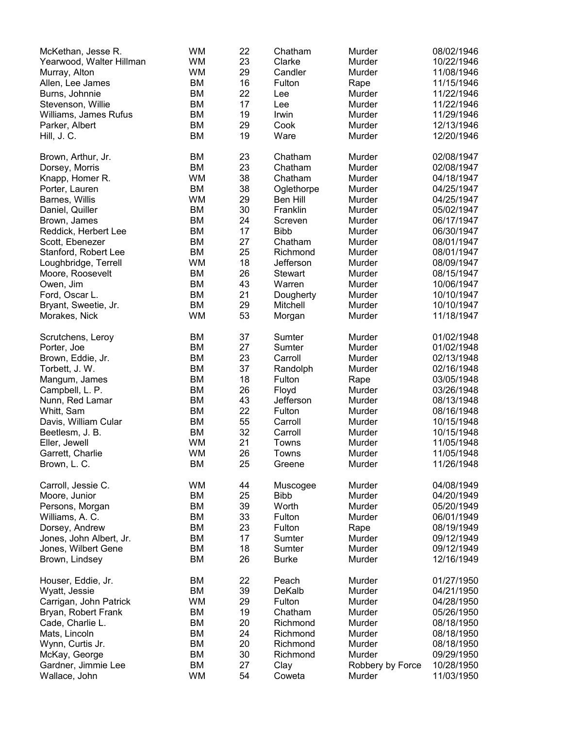| | | | | | |
|---|---|---|---|---|---|
| McKethan, Jesse R. | WM | 22 | Chatham | Murder | 08/02/1946 |
| Yearwood, Walter Hillman | WM | 23 | Clarke | Murder | 10/22/1946 |
| Murray, Alton | WM | 29 | Candler | Murder | 11/08/1946 |
| Allen, Lee James | BM | 16 | Fulton | Rape | 11/15/1946 |
| Burns, Johnnie | BM | 22 | Lee | Murder | 11/22/1946 |
| Stevenson, Willie | BM | 17 | Lee | Murder | 11/22/1946 |
| Williams, James Rufus | BM | 19 | Irwin | Murder | 11/29/1946 |
| Parker, Albert | BM | 29 | Cook | Murder | 12/13/1946 |
| Hill, J. C. | BM | 19 | Ware | Murder | 12/20/1946 |
| | | | | | |
| Brown, Arthur, Jr. | BM | 23 | Chatham | Murder | 02/08/1947 |
| Dorsey, Morris | BM | 23 | Chatham | Murder | 02/08/1947 |
| Knapp, Homer R. | WM | 38 | Chatham | Murder | 04/18/1947 |
| Porter, Lauren | BM | 38 | Oglethorpe | Murder | 04/25/1947 |
| Barnes, Willis | WM | 29 | Ben Hill | Murder | 04/25/1947 |
| Daniel, Quiller | BM | 30 | Franklin | Murder | 05/02/1947 |
| Brown, James | BM | 24 | Screven | Murder | 06/17/1947 |
| Reddick, Herbert Lee | BM | 17 | Bibb | Murder | 06/30/1947 |
| Scott, Ebenezer | BM | 27 | Chatham | Murder | 08/01/1947 |
| Stanford, Robert Lee | BM | 25 | Richmond | Murder | 08/01/1947 |
| Loughbridge, Terrell | WM | 18 | Jefferson | Murder | 08/09/1947 |
| Moore, Roosevelt | BM | 26 | Stewart | Murder | 08/15/1947 |
| Owen, Jim | BM | 43 | Warren | Murder | 10/06/1947 |
| Ford, Oscar L. | BM | 21 | Dougherty | Murder | 10/10/1947 |
| Bryant, Sweetie, Jr. | BM | 29 | Mitchell | Murder | 10/10/1947 |
| Morakes, Nick | WM | 53 | Morgan | Murder | 11/18/1947 |
| | | | | | |
| Scrutchens, Leroy | BM | 37 | Sumter | Murder | 01/02/1948 |
| Porter, Joe | BM | 27 | Sumter | Murder | 01/02/1948 |
| Brown, Eddie, Jr. | BM | 23 | Carroll | Murder | 02/13/1948 |
| Torbett, J. W. | BM | 37 | Randolph | Murder | 02/16/1948 |
| Mangum, James | BM | 18 | Fulton | Rape | 03/05/1948 |
| Campbell, L. P. | BM | 26 | Floyd | Murder | 03/26/1948 |
| Nunn, Red Lamar | BM | 43 | Jefferson | Murder | 08/13/1948 |
| Whitt, Sam | BM | 22 | Fulton | Murder | 08/16/1948 |
| Davis, William Cular | BM | 55 | Carroll | Murder | 10/15/1948 |
| Beetlesm, J. B. | BM | 32 | Carroll | Murder | 10/15/1948 |
| Eller, Jewell | WM | 21 | Towns | Murder | 11/05/1948 |
| Garrett, Charlie | WM | 26 | Towns | Murder | 11/05/1948 |
| Brown, L. C. | BM | 25 | Greene | Murder | 11/26/1948 |
| | | | | | |
| Carroll, Jessie C. | WM | 44 | Muscogee | Murder | 04/08/1949 |
| Moore, Junior | BM | 25 | Bibb | Murder | 04/20/1949 |
| Persons, Morgan | BM | 39 | Worth | Murder | 05/20/1949 |
| Williams, A. C. | BM | 33 | Fulton | Murder | 06/01/1949 |
| Dorsey, Andrew | BM | 23 | Fulton | Rape | 08/19/1949 |
| Jones, John Albert, Jr. | BM | 17 | Sumter | Murder | 09/12/1949 |
| Jones, Wilbert Gene | BM | 18 | Sumter | Murder | 09/12/1949 |
| Brown, Lindsey | BM | 26 | Burke | Murder | 12/16/1949 |
| | | | | | |
| Houser, Eddie, Jr. | BM | 22 | Peach | Murder | 01/27/1950 |
| Wyatt, Jessie | BM | 39 | DeKalb | Murder | 04/21/1950 |
| Carrigan, John Patrick | WM | 29 | Fulton | Murder | 04/28/1950 |
| Bryan, Robert Frank | BM | 19 | Chatham | Murder | 05/26/1950 |
| Cade, Charlie L. | BM | 20 | Richmond | Murder | 08/18/1950 |
| Mats, Lincoln | BM | 24 | Richmond | Murder | 08/18/1950 |
| Wynn, Curtis Jr. | BM | 20 | Richmond | Murder | 08/18/1950 |
| McKay, George | BM | 30 | Richmond | Murder | 09/29/1950 |
| Gardner, Jimmie Lee | BM | 27 | Clay | Robbery by Force | 10/28/1950 |
| Wallace, John | WM | 54 | Coweta | Murder | 11/03/1950 |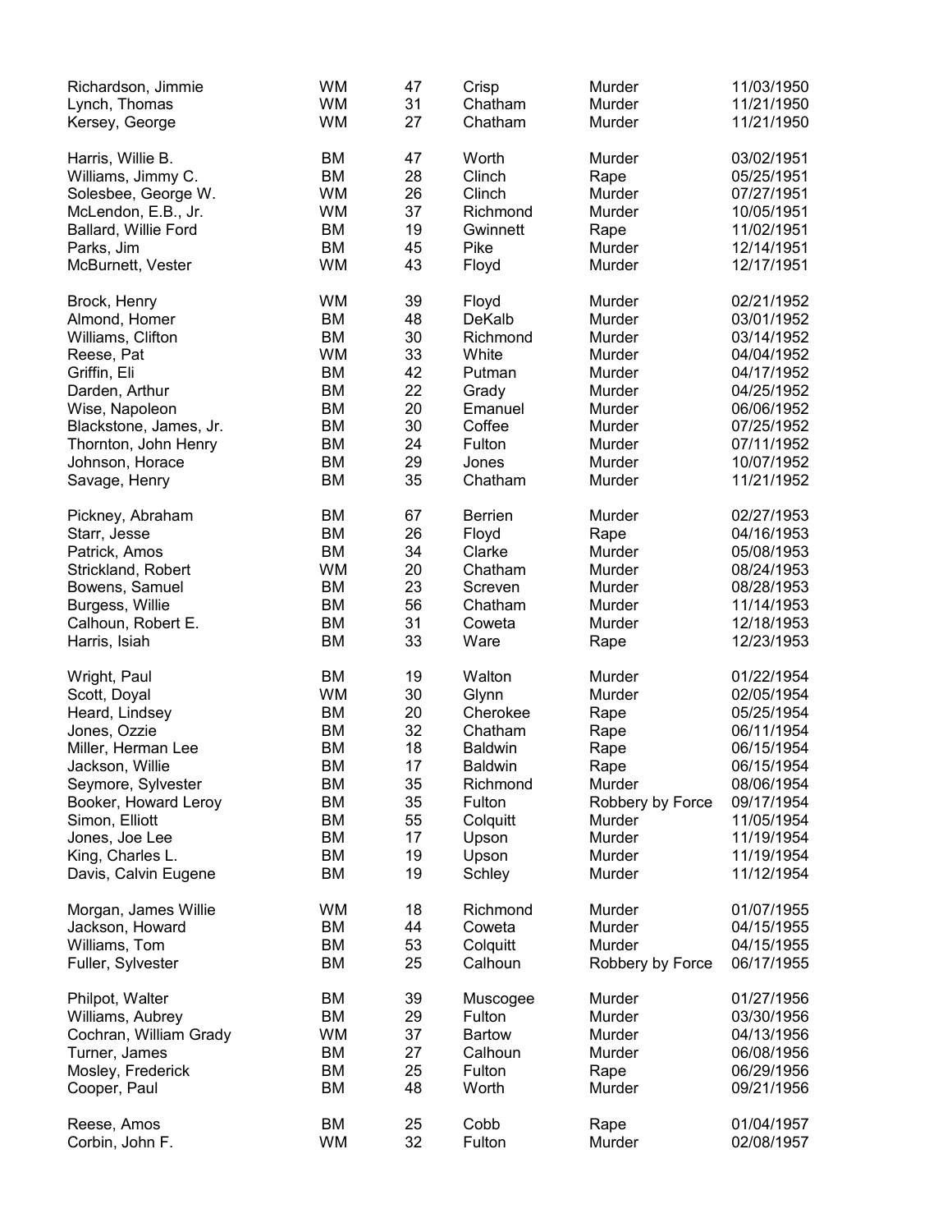| Name | Race/Sex | Age | County | Offense | Date |
|---|---|---|---|---|---|
| Richardson, Jimmie | WM | 47 | Crisp | Murder | 11/03/1950 |
| Lynch, Thomas | WM | 31 | Chatham | Murder | 11/21/1950 |
| Kersey, George | WM | 27 | Chatham | Murder | 11/21/1950 |
| Harris, Willie B. | BM | 47 | Worth | Murder | 03/02/1951 |
| Williams, Jimmy C. | BM | 28 | Clinch | Rape | 05/25/1951 |
| Solesbee, George W. | WM | 26 | Clinch | Murder | 07/27/1951 |
| McLendon, E.B., Jr. | WM | 37 | Richmond | Murder | 10/05/1951 |
| Ballard, Willie Ford | BM | 19 | Gwinnett | Rape | 11/02/1951 |
| Parks, Jim | BM | 45 | Pike | Murder | 12/14/1951 |
| McBurnett, Vester | WM | 43 | Floyd | Murder | 12/17/1951 |
| Brock, Henry | WM | 39 | Floyd | Murder | 02/21/1952 |
| Almond, Homer | BM | 48 | DeKalb | Murder | 03/01/1952 |
| Williams, Clifton | BM | 30 | Richmond | Murder | 03/14/1952 |
| Reese, Pat | WM | 33 | White | Murder | 04/04/1952 |
| Griffin, Eli | BM | 42 | Putman | Murder | 04/17/1952 |
| Darden, Arthur | BM | 22 | Grady | Murder | 04/25/1952 |
| Wise, Napoleon | BM | 20 | Emanuel | Murder | 06/06/1952 |
| Blackstone, James, Jr. | BM | 30 | Coffee | Murder | 07/25/1952 |
| Thornton, John Henry | BM | 24 | Fulton | Murder | 07/11/1952 |
| Johnson, Horace | BM | 29 | Jones | Murder | 10/07/1952 |
| Savage, Henry | BM | 35 | Chatham | Murder | 11/21/1952 |
| Pickney, Abraham | BM | 67 | Berrien | Murder | 02/27/1953 |
| Starr, Jesse | BM | 26 | Floyd | Rape | 04/16/1953 |
| Patrick, Amos | BM | 34 | Clarke | Murder | 05/08/1953 |
| Strickland, Robert | WM | 20 | Chatham | Murder | 08/24/1953 |
| Bowens, Samuel | BM | 23 | Screven | Murder | 08/28/1953 |
| Burgess, Willie | BM | 56 | Chatham | Murder | 11/14/1953 |
| Calhoun, Robert E. | BM | 31 | Coweta | Murder | 12/18/1953 |
| Harris, Isiah | BM | 33 | Ware | Rape | 12/23/1953 |
| Wright, Paul | BM | 19 | Walton | Murder | 01/22/1954 |
| Scott, Doyal | WM | 30 | Glynn | Murder | 02/05/1954 |
| Heard, Lindsey | BM | 20 | Cherokee | Rape | 05/25/1954 |
| Jones, Ozzie | BM | 32 | Chatham | Rape | 06/11/1954 |
| Miller, Herman Lee | BM | 18 | Baldwin | Rape | 06/15/1954 |
| Jackson, Willie | BM | 17 | Baldwin | Rape | 06/15/1954 |
| Seymore, Sylvester | BM | 35 | Richmond | Murder | 08/06/1954 |
| Booker, Howard Leroy | BM | 35 | Fulton | Robbery by Force | 09/17/1954 |
| Simon, Elliott | BM | 55 | Colquitt | Murder | 11/05/1954 |
| Jones, Joe Lee | BM | 17 | Upson | Murder | 11/19/1954 |
| King, Charles L. | BM | 19 | Upson | Murder | 11/19/1954 |
| Davis, Calvin Eugene | BM | 19 | Schley | Murder | 11/12/1954 |
| Morgan, James Willie | WM | 18 | Richmond | Murder | 01/07/1955 |
| Jackson, Howard | BM | 44 | Coweta | Murder | 04/15/1955 |
| Williams, Tom | BM | 53 | Colquitt | Murder | 04/15/1955 |
| Fuller, Sylvester | BM | 25 | Calhoun | Robbery by Force | 06/17/1955 |
| Philpot, Walter | BM | 39 | Muscogee | Murder | 01/27/1956 |
| Williams, Aubrey | BM | 29 | Fulton | Murder | 03/30/1956 |
| Cochran, William Grady | WM | 37 | Bartow | Murder | 04/13/1956 |
| Turner, James | BM | 27 | Calhoun | Murder | 06/08/1956 |
| Mosley, Frederick | BM | 25 | Fulton | Rape | 06/29/1956 |
| Cooper, Paul | BM | 48 | Worth | Murder | 09/21/1956 |
| Reese, Amos | BM | 25 | Cobb | Rape | 01/04/1957 |
| Corbin, John F. | WM | 32 | Fulton | Murder | 02/08/1957 |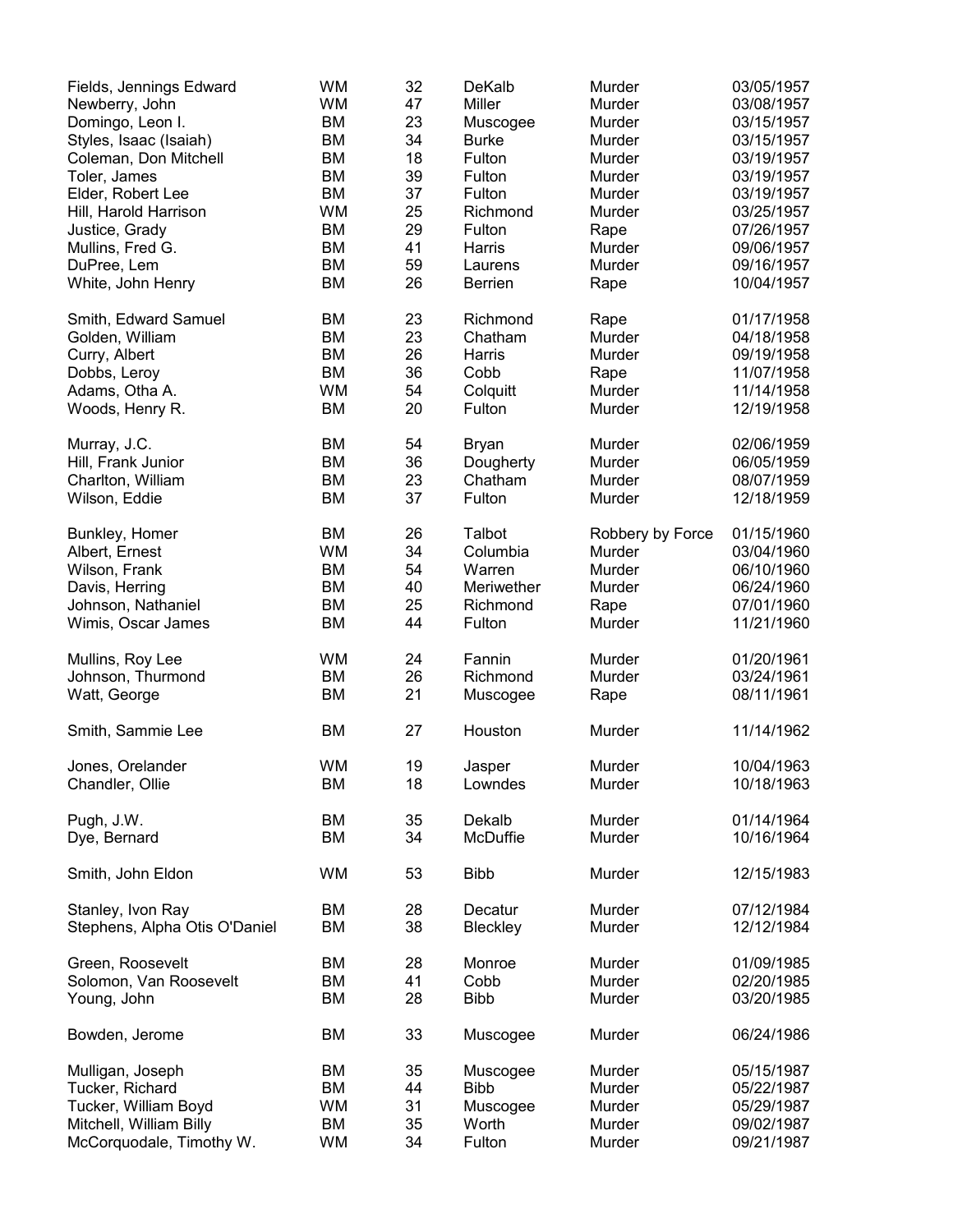| | | | | | |
|---|---|---|---|---|---|
| Fields, Jennings Edward | WM | 32 | DeKalb | Murder | 03/05/1957 |
| Newberry, John | WM | 47 | Miller | Murder | 03/08/1957 |
| Domingo, Leon I. | BM | 23 | Muscogee | Murder | 03/15/1957 |
| Styles, Isaac (Isaiah) | BM | 34 | Burke | Murder | 03/15/1957 |
| Coleman, Don Mitchell | BM | 18 | Fulton | Murder | 03/19/1957 |
| Toler, James | BM | 39 | Fulton | Murder | 03/19/1957 |
| Elder, Robert Lee | BM | 37 | Fulton | Murder | 03/19/1957 |
| Hill, Harold Harrison | WM | 25 | Richmond | Murder | 03/25/1957 |
| Justice, Grady | BM | 29 | Fulton | Rape | 07/26/1957 |
| Mullins, Fred G. | BM | 41 | Harris | Murder | 09/06/1957 |
| DuPree, Lem | BM | 59 | Laurens | Murder | 09/16/1957 |
| White, John Henry | BM | 26 | Berrien | Rape | 10/04/1957 |
| Smith, Edward Samuel | BM | 23 | Richmond | Rape | 01/17/1958 |
| Golden, William | BM | 23 | Chatham | Murder | 04/18/1958 |
| Curry, Albert | BM | 26 | Harris | Murder | 09/19/1958 |
| Dobbs, Leroy | BM | 36 | Cobb | Rape | 11/07/1958 |
| Adams, Otha A. | WM | 54 | Colquitt | Murder | 11/14/1958 |
| Woods, Henry R. | BM | 20 | Fulton | Murder | 12/19/1958 |
| Murray, J.C. | BM | 54 | Bryan | Murder | 02/06/1959 |
| Hill, Frank Junior | BM | 36 | Dougherty | Murder | 06/05/1959 |
| Charlton, William | BM | 23 | Chatham | Murder | 08/07/1959 |
| Wilson, Eddie | BM | 37 | Fulton | Murder | 12/18/1959 |
| Bunkley, Homer | BM | 26 | Talbot | Robbery by Force | 01/15/1960 |
| Albert, Ernest | WM | 34 | Columbia | Murder | 03/04/1960 |
| Wilson, Frank | BM | 54 | Warren | Murder | 06/10/1960 |
| Davis, Herring | BM | 40 | Meriwether | Murder | 06/24/1960 |
| Johnson, Nathaniel | BM | 25 | Richmond | Rape | 07/01/1960 |
| Wimis, Oscar James | BM | 44 | Fulton | Murder | 11/21/1960 |
| Mullins, Roy Lee | WM | 24 | Fannin | Murder | 01/20/1961 |
| Johnson, Thurmond | BM | 26 | Richmond | Murder | 03/24/1961 |
| Watt, George | BM | 21 | Muscogee | Rape | 08/11/1961 |
| Smith, Sammie Lee | BM | 27 | Houston | Murder | 11/14/1962 |
| Jones, Orelander | WM | 19 | Jasper | Murder | 10/04/1963 |
| Chandler, Ollie | BM | 18 | Lowndes | Murder | 10/18/1963 |
| Pugh, J.W. | BM | 35 | Dekalb | Murder | 01/14/1964 |
| Dye, Bernard | BM | 34 | McDuffie | Murder | 10/16/1964 |
| Smith, John Eldon | WM | 53 | Bibb | Murder | 12/15/1983 |
| Stanley, Ivon Ray | BM | 28 | Decatur | Murder | 07/12/1984 |
| Stephens, Alpha Otis O'Daniel | BM | 38 | Bleckley | Murder | 12/12/1984 |
| Green, Roosevelt | BM | 28 | Monroe | Murder | 01/09/1985 |
| Solomon, Van Roosevelt | BM | 41 | Cobb | Murder | 02/20/1985 |
| Young, John | BM | 28 | Bibb | Murder | 03/20/1985 |
| Bowden, Jerome | BM | 33 | Muscogee | Murder | 06/24/1986 |
| Mulligan, Joseph | BM | 35 | Muscogee | Murder | 05/15/1987 |
| Tucker, Richard | BM | 44 | Bibb | Murder | 05/22/1987 |
| Tucker, William Boyd | WM | 31 | Muscogee | Murder | 05/29/1987 |
| Mitchell, William Billy | BM | 35 | Worth | Murder | 09/02/1987 |
| McCorquodale, Timothy W. | WM | 34 | Fulton | Murder | 09/21/1987 |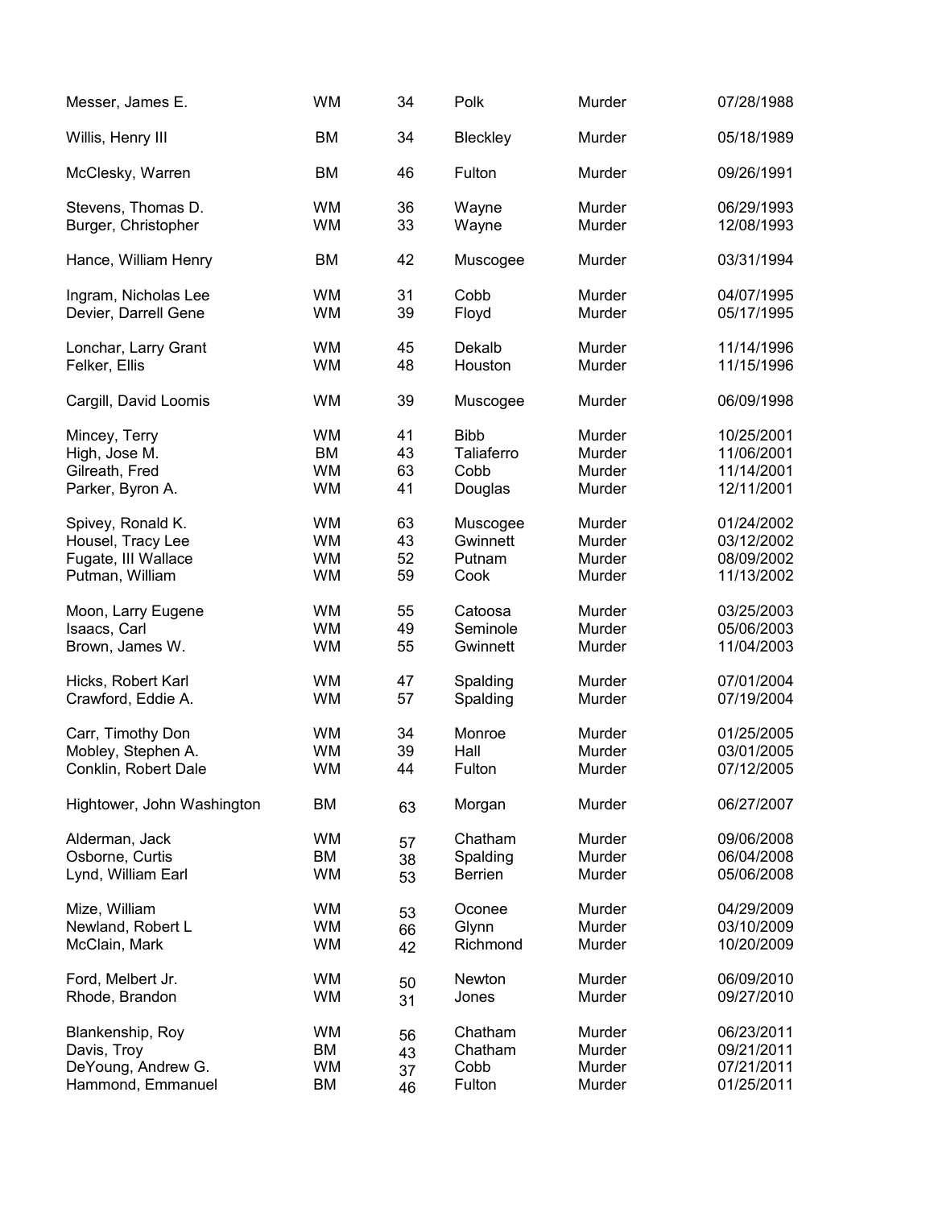| Messer, James E. | WM | 34 | Polk | Murder | 07/28/1988 |
|---|---|---|---|---|---|
| Willis, Henry III | BM | 34 | Bleckley | Murder | 05/18/1989 |
| McClesky, Warren | BM | 46 | Fulton | Murder | 09/26/1991 |
| Stevens, Thomas D. | WM | 36 | Wayne | Murder | 06/29/1993 |
| Burger, Christopher | WM | 33 | Wayne | Murder | 12/08/1993 |
| Hance, William Henry | BM | 42 | Muscogee | Murder | 03/31/1994 |
| Ingram, Nicholas Lee | WM | 31 | Cobb | Murder | 04/07/1995 |
| Devier, Darrell Gene | WM | 39 | Floyd | Murder | 05/17/1995 |
| Lonchar, Larry Grant | WM | 45 | Dekalb | Murder | 11/14/1996 |
| Felker, Ellis | WM | 48 | Houston | Murder | 11/15/1996 |
| Cargill, David Loomis | WM | 39 | Muscogee | Murder | 06/09/1998 |
| Mincey, Terry | WM | 41 | Bibb | Murder | 10/25/2001 |
| High, Jose M. | BM | 43 | Taliaferro | Murder | 11/06/2001 |
| Gilreath, Fred | WM | 63 | Cobb | Murder | 11/14/2001 |
| Parker, Byron A. | WM | 41 | Douglas | Murder | 12/11/2001 |
| Spivey, Ronald K. | WM | 63 | Muscogee | Murder | 01/24/2002 |
| Housel, Tracy Lee | WM | 43 | Gwinnett | Murder | 03/12/2002 |
| Fugate, III Wallace | WM | 52 | Putnam | Murder | 08/09/2002 |
| Putman, William | WM | 59 | Cook | Murder | 11/13/2002 |
| Moon, Larry Eugene | WM | 55 | Catoosa | Murder | 03/25/2003 |
| Isaacs, Carl | WM | 49 | Seminole | Murder | 05/06/2003 |
| Brown, James W. | WM | 55 | Gwinnett | Murder | 11/04/2003 |
| Hicks, Robert Karl | WM | 47 | Spalding | Murder | 07/01/2004 |
| Crawford, Eddie A. | WM | 57 | Spalding | Murder | 07/19/2004 |
| Carr, Timothy Don | WM | 34 | Monroe | Murder | 01/25/2005 |
| Mobley, Stephen A. | WM | 39 | Hall | Murder | 03/01/2005 |
| Conklin, Robert Dale | WM | 44 | Fulton | Murder | 07/12/2005 |
| Hightower, John Washington | BM | 63 | Morgan | Murder | 06/27/2007 |
| Alderman, Jack | WM | 57 | Chatham | Murder | 09/06/2008 |
| Osborne, Curtis | BM | 38 | Spalding | Murder | 06/04/2008 |
| Lynd, William Earl | WM | 53 | Berrien | Murder | 05/06/2008 |
| Mize, William | WM | 53 | Oconee | Murder | 04/29/2009 |
| Newland, Robert L | WM | 66 | Glynn | Murder | 03/10/2009 |
| McClain, Mark | WM | 42 | Richmond | Murder | 10/20/2009 |
| Ford, Melbert Jr. | WM | 50 | Newton | Murder | 06/09/2010 |
| Rhode, Brandon | WM | 31 | Jones | Murder | 09/27/2010 |
| Blankenship, Roy | WM | 56 | Chatham | Murder | 06/23/2011 |
| Davis, Troy | BM | 43 | Chatham | Murder | 09/21/2011 |
| DeYoung, Andrew G. | WM | 37 | Cobb | Murder | 07/21/2011 |
| Hammond, Emmanuel | BM | 46 | Fulton | Murder | 01/25/2011 |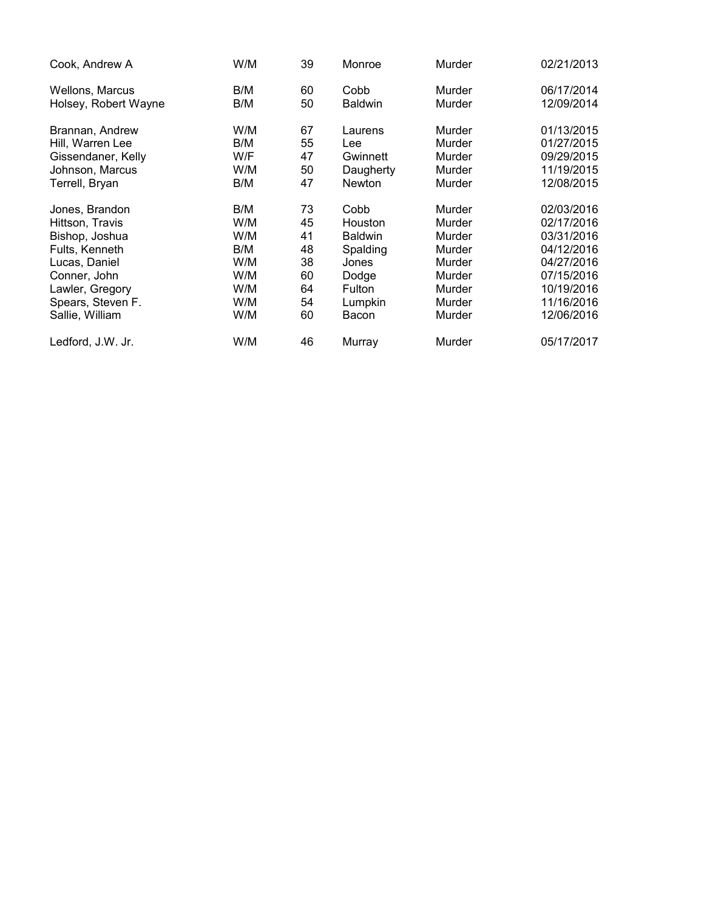| | | | | | |
|---|---|---|---|---|---|
| Cook, Andrew A | W/M | 39 | Monroe | Murder | 02/21/2013 |
| Wellons, Marcus | B/M | 60 | Cobb | Murder | 06/17/2014 |
| Holsey, Robert Wayne | B/M | 50 | Baldwin | Murder | 12/09/2014 |
| Brannan, Andrew | W/M | 67 | Laurens | Murder | 01/13/2015 |
| Hill, Warren Lee | B/M | 55 | Lee | Murder | 01/27/2015 |
| Gissendaner, Kelly | W/F | 47 | Gwinnett | Murder | 09/29/2015 |
| Johnson, Marcus | W/M | 50 | Daugherty | Murder | 11/19/2015 |
| Terrell, Bryan | B/M | 47 | Newton | Murder | 12/08/2015 |
| Jones, Brandon | B/M | 73 | Cobb | Murder | 02/03/2016 |
| Hittson, Travis | W/M | 45 | Houston | Murder | 02/17/2016 |
| Bishop, Joshua | W/M | 41 | Baldwin | Murder | 03/31/2016 |
| Fults, Kenneth | B/M | 48 | Spalding | Murder | 04/12/2016 |
| Lucas, Daniel | W/M | 38 | Jones | Murder | 04/27/2016 |
| Conner, John | W/M | 60 | Dodge | Murder | 07/15/2016 |
| Lawler, Gregory | W/M | 64 | Fulton | Murder | 10/19/2016 |
| Spears, Steven F. | W/M | 54 | Lumpkin | Murder | 11/16/2016 |
| Sallie, William | W/M | 60 | Bacon | Murder | 12/06/2016 |
| Ledford, J.W. Jr. | W/M | 46 | Murray | Murder | 05/17/2017 |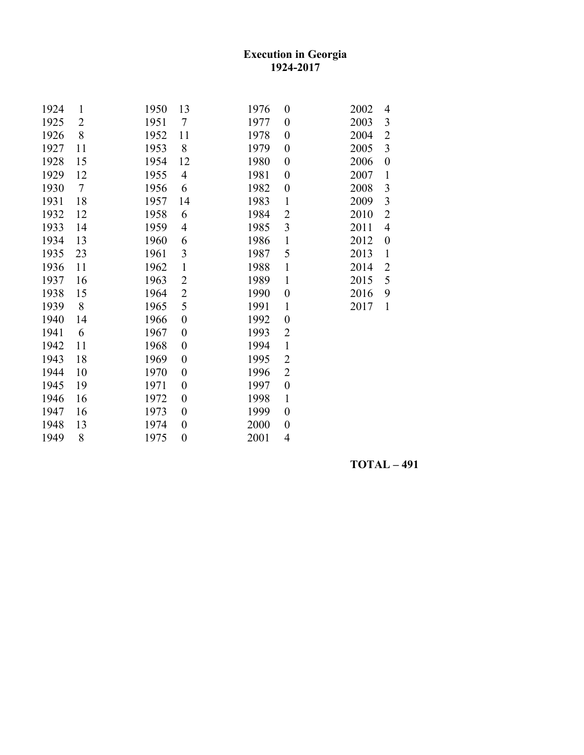**Execution in Georgia**
**1924-2017**

| | | | | | | | |
|---|---|---|---|---|---|---|---|
| 1924 | 1 | 1950 | 13 | 1976 | 0 | 2002 | 4 |
| 1925 | 2 | 1951 | 7 | 1977 | 0 | 2003 | 3 |
| 1926 | 8 | 1952 | 11 | 1978 | 0 | 2004 | 2 |
| 1927 | 11 | 1953 | 8 | 1979 | 0 | 2005 | 3 |
| 1928 | 15 | 1954 | 12 | 1980 | 0 | 2006 | 0 |
| 1929 | 12 | 1955 | 4 | 1981 | 0 | 2007 | 1 |
| 1930 | 7 | 1956 | 6 | 1982 | 0 | 2008 | 3 |
| 1931 | 18 | 1957 | 14 | 1983 | 1 | 2009 | 3 |
| 1932 | 12 | 1958 | 6 | 1984 | 2 | 2010 | 2 |
| 1933 | 14 | 1959 | 4 | 1985 | 3 | 2011 | 4 |
| 1934 | 13 | 1960 | 6 | 1986 | 1 | 2012 | 0 |
| 1935 | 23 | 1961 | 3 | 1987 | 5 | 2013 | 1 |
| 1936 | 11 | 1962 | 1 | 1988 | 1 | 2014 | 2 |
| 1937 | 16 | 1963 | 2 | 1989 | 1 | 2015 | 5 |
| 1938 | 15 | 1964 | 2 | 1990 | 0 | 2016 | 9 |
| 1939 | 8 | 1965 | 5 | 1991 | 1 | 2017 | 1 |
| 1940 | 14 | 1966 | 0 | 1992 | 0 | | |
| 1941 | 6 | 1967 | 0 | 1993 | 2 | | |
| 1942 | 11 | 1968 | 0 | 1994 | 1 | | |
| 1943 | 18 | 1969 | 0 | 1995 | 2 | | |
| 1944 | 10 | 1970 | 0 | 1996 | 2 | | |
| 1945 | 19 | 1971 | 0 | 1997 | 0 | | |
| 1946 | 16 | 1972 | 0 | 1998 | 1 | | |
| 1947 | 16 | 1973 | 0 | 1999 | 0 | | |
| 1948 | 13 | 1974 | 0 | 2000 | 0 | | |
| 1949 | 8 | 1975 | 0 | 2001 | 4 | | |

**TOTAL – 491**